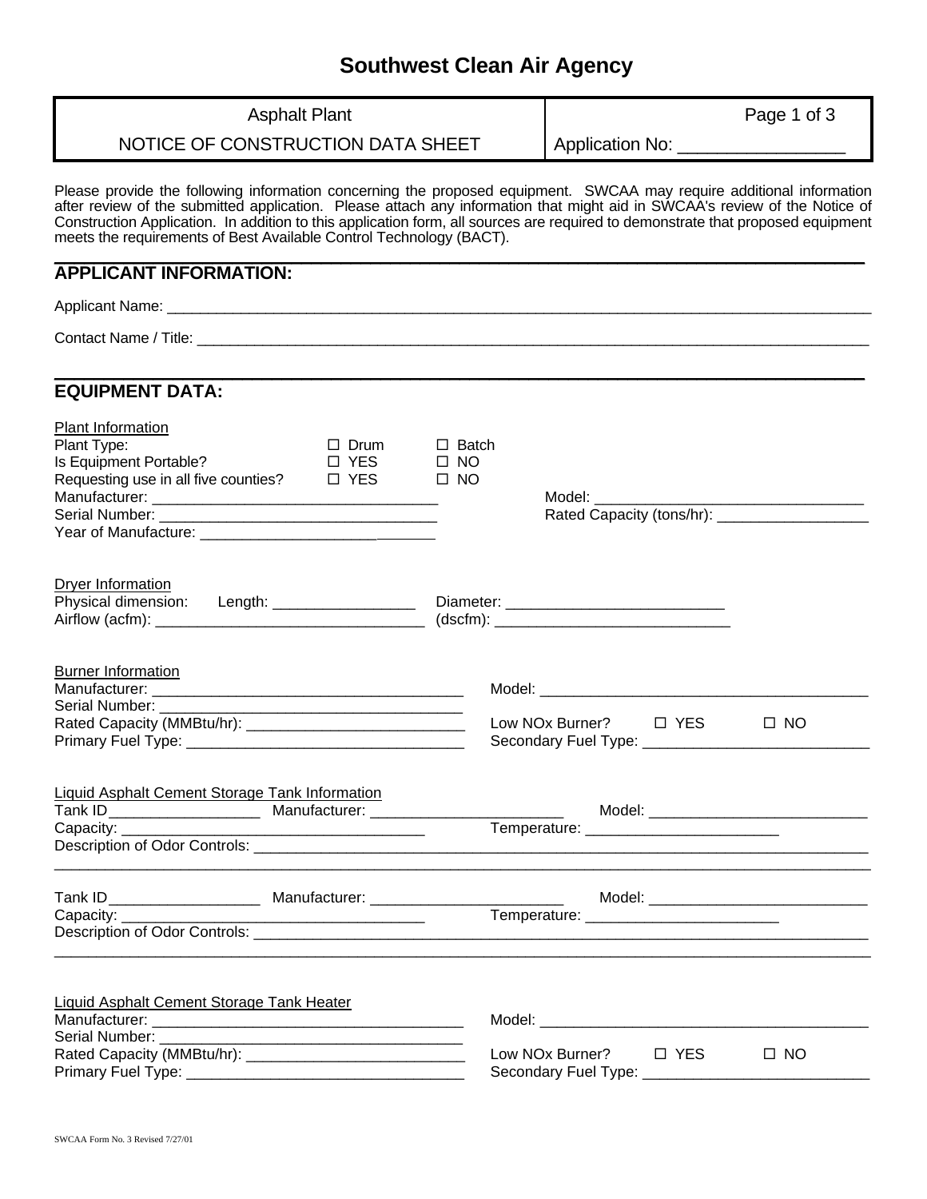# Southwest Clean Air Agency

| Asphalt Plant<br>NOTICE OF CONSTRUCTION DATA SHEET | Page 1 of 3<br>Application No: _________________ |
|---|---|

Please provide the following information concerning the proposed equipment. SWCAA may require additional information after review of the submitted application. Please attach any information that might aid in SWCAA's review of the Notice of Construction Application. In addition to this application form, all sources are required to demonstrate that proposed equipment meets the requirements of Best Available Control Technology (BACT).

## APPLICANT INFORMATION:

Applicant Name: ____________________________________________________________________________________

Contact Name / Title: ________________________________________________________________________________

## EQUIPMENT DATA:

Plant Information

Plant Type: ☐ Drum ☐ Batch

Is Equipment Portable? ☐ YES ☐ NO

Requesting use in all five counties? ☐ YES ☐ NO

Manufacturer: ___________________________________

Model: ________________________________

Serial Number: __________________________________

Rated Capacity (tons/hr): __________________

Year of Manufacture: ____________________________

Dryer Information

Physical dimension: Length: _________________ Diameter: __________________________

Airflow (acfm): ________________________________ (dscfm): ____________________________

Burner Information

Manufacturer: _____________________________________ Model: ________________________________________

Serial Number: ____________________________________

Rated Capacity (MMBtu/hr): __________________________ Low NOx Burner? ☐ YES ☐ NO

Primary Fuel Type: _________________________________ Secondary Fuel Type: ___________________________

Liquid Asphalt Cement Storage Tank Information

Tank ID__________________ Manufacturer: _______________________ Model: __________________________

Capacity: ___________________________________ Temperature: _______________________

Description of Odor Controls: _________________________________________________________________________

______________________________________________________________________________________________

Tank ID__________________ Manufacturer: _______________________ Model: __________________________

Capacity: ___________________________________ Temperature: _______________________

Description of Odor Controls: _________________________________________________________________________

______________________________________________________________________________________________

Liquid Asphalt Cement Storage Tank Heater

Manufacturer: _____________________________________ Model: ________________________________________

Serial Number: ____________________________________

Rated Capacity (MMBtu/hr): __________________________ Low NOx Burner? ☐ YES ☐ NO

Primary Fuel Type: _________________________________ Secondary Fuel Type: ___________________________

SWCAA Form No. 3 Revised 7/27/01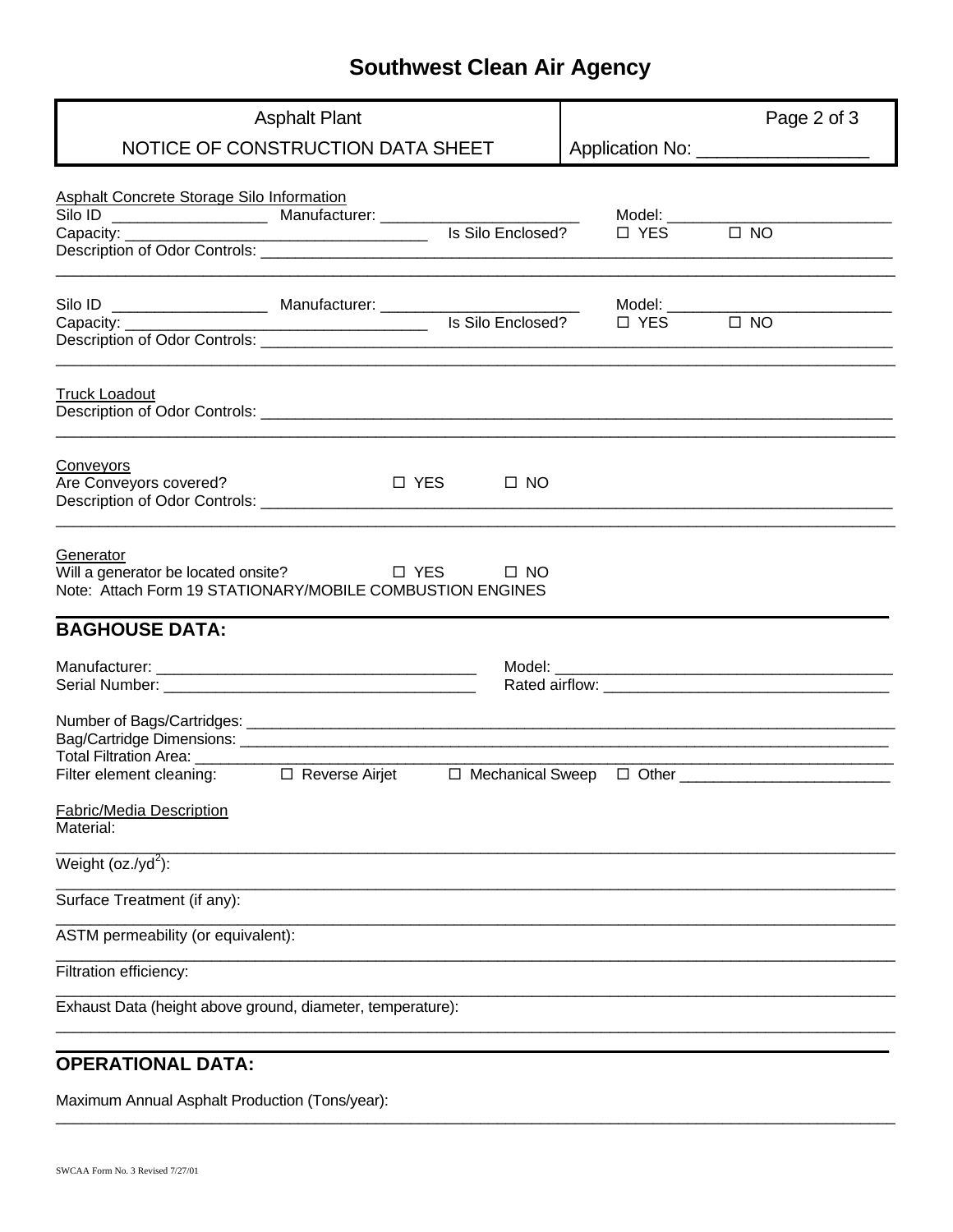# Southwest Clean Air Agency

| Asphalt Plant<br>NOTICE OF CONSTRUCTION DATA SHEET | Page 2 of 3<br>Application No: \_\_\_\_\_\_\_\_\_\_\_\_\_\_\_\_\_ |
|---|---|

Asphalt Concrete Storage Silo Information

Silo ID \_\_\_\_\_\_\_\_\_\_\_\_\_\_\_\_\_\_ Manufacturer: \_\_\_\_\_\_\_\_\_\_\_\_\_\_\_\_\_\_\_\_\_\_\_\_ Model: \_\_\_\_\_\_\_\_\_\_\_\_\_\_\_\_\_\_\_\_\_\_\_\_\_\_\_

Capacity: \_\_\_\_\_\_\_\_\_\_\_\_\_\_\_\_\_\_\_\_\_\_\_\_\_\_\_\_\_\_\_\_\_\_\_ Is Silo Enclosed? ☐ YES ☐ NO

Description of Odor Controls: \_\_\_\_\_\_\_\_\_\_\_\_\_\_\_\_\_\_\_\_\_\_\_\_\_\_\_\_\_\_\_\_\_\_\_\_\_\_\_\_\_\_\_\_\_\_\_\_\_\_\_\_\_\_\_\_\_\_\_\_\_\_\_\_\_\_\_\_\_\_\_\_\_\_\_\_\_\_

Silo ID \_\_\_\_\_\_\_\_\_\_\_\_\_\_\_\_\_\_ Manufacturer: \_\_\_\_\_\_\_\_\_\_\_\_\_\_\_\_\_\_\_\_\_\_\_\_ Model: \_\_\_\_\_\_\_\_\_\_\_\_\_\_\_\_\_\_\_\_\_\_\_\_\_\_\_

Capacity: \_\_\_\_\_\_\_\_\_\_\_\_\_\_\_\_\_\_\_\_\_\_\_\_\_\_\_\_\_\_\_\_\_\_\_ Is Silo Enclosed? ☐ YES ☐ NO

Description of Odor Controls: \_\_\_\_\_\_\_\_\_\_\_\_\_\_\_\_\_\_\_\_\_\_\_\_\_\_\_\_\_\_\_\_\_\_\_\_\_\_\_\_\_\_\_\_\_\_\_\_\_\_\_\_\_\_\_\_\_\_\_\_\_\_\_\_\_\_\_\_\_\_\_\_\_\_\_\_\_\_

Truck Loadout

Description of Odor Controls: \_\_\_\_\_\_\_\_\_\_\_\_\_\_\_\_\_\_\_\_\_\_\_\_\_\_\_\_\_\_\_\_\_\_\_\_\_\_\_\_\_\_\_\_\_\_\_\_\_\_\_\_\_\_\_\_\_\_\_\_\_\_\_\_\_\_\_\_\_\_\_\_\_\_\_\_\_\_

Conveyors

Are Conveyors covered? ☐ YES ☐ NO

Description of Odor Controls: \_\_\_\_\_\_\_\_\_\_\_\_\_\_\_\_\_\_\_\_\_\_\_\_\_\_\_\_\_\_\_\_\_\_\_\_\_\_\_\_\_\_\_\_\_\_\_\_\_\_\_\_\_\_\_\_\_\_\_\_\_\_\_\_\_\_\_\_\_\_\_\_\_\_\_\_\_\_

Generator

Will a generator be located onsite? ☐ YES ☐ NO

Note: Attach Form 19 STATIONARY/MOBILE COMBUSTION ENGINES

## BAGHOUSE DATA:

Manufacturer: \_\_\_\_\_\_\_\_\_\_\_\_\_\_\_\_\_\_\_\_\_\_\_\_\_\_\_\_\_\_\_\_\_\_\_\_\_\_ Model: \_\_\_\_\_\_\_\_\_\_\_\_\_\_\_\_\_\_\_\_\_\_\_\_\_\_\_\_\_\_\_\_\_\_\_\_\_\_\_\_

Serial Number: \_\_\_\_\_\_\_\_\_\_\_\_\_\_\_\_\_\_\_\_\_\_\_\_\_\_\_\_\_\_\_\_\_\_\_\_\_ Rated airflow: \_\_\_\_\_\_\_\_\_\_\_\_\_\_\_\_\_\_\_\_\_\_\_\_\_\_\_\_\_\_\_\_\_\_

Number of Bags/Cartridges: \_\_\_\_\_\_\_\_\_\_\_\_\_\_\_\_\_\_\_\_\_\_\_\_\_\_\_\_\_\_\_\_\_\_\_\_\_\_\_\_\_\_\_\_\_\_\_\_\_\_\_\_\_\_\_\_\_\_\_\_\_\_\_\_\_\_\_\_\_\_\_\_\_\_\_\_\_\_\_

Bag/Cartridge Dimensions: \_\_\_\_\_\_\_\_\_\_\_\_\_\_\_\_\_\_\_\_\_\_\_\_\_\_\_\_\_\_\_\_\_\_\_\_\_\_\_\_\_\_\_\_\_\_\_\_\_\_\_\_\_\_\_\_\_\_\_\_\_\_\_\_\_\_\_\_\_\_\_\_\_\_\_\_\_\_\_\_

Total Filtration Area: \_\_\_\_\_\_\_\_\_\_\_\_\_\_\_\_\_\_\_\_\_\_\_\_\_\_\_\_\_\_\_\_\_\_\_\_\_\_\_\_\_\_\_\_\_\_\_\_\_\_\_\_\_\_\_\_\_\_\_\_\_\_\_\_\_\_\_\_\_\_\_\_\_\_\_\_\_\_\_\_\_\_\_\_

Filter element cleaning: ☐ Reverse Airjet ☐ Mechanical Sweep ☐ Other \_\_\_\_\_\_\_\_\_\_\_\_\_\_\_\_\_\_\_\_\_\_\_\_\_

Fabric/Media Description

Material:

Weight (oz./yd$^2$):

Surface Treatment (if any):

ASTM permeability (or equivalent):

Filtration efficiency:

Exhaust Data (height above ground, diameter, temperature):

## OPERATIONAL DATA:

Maximum Annual Asphalt Production (Tons/year):

SWCAA Form No. 3 Revised 7/27/01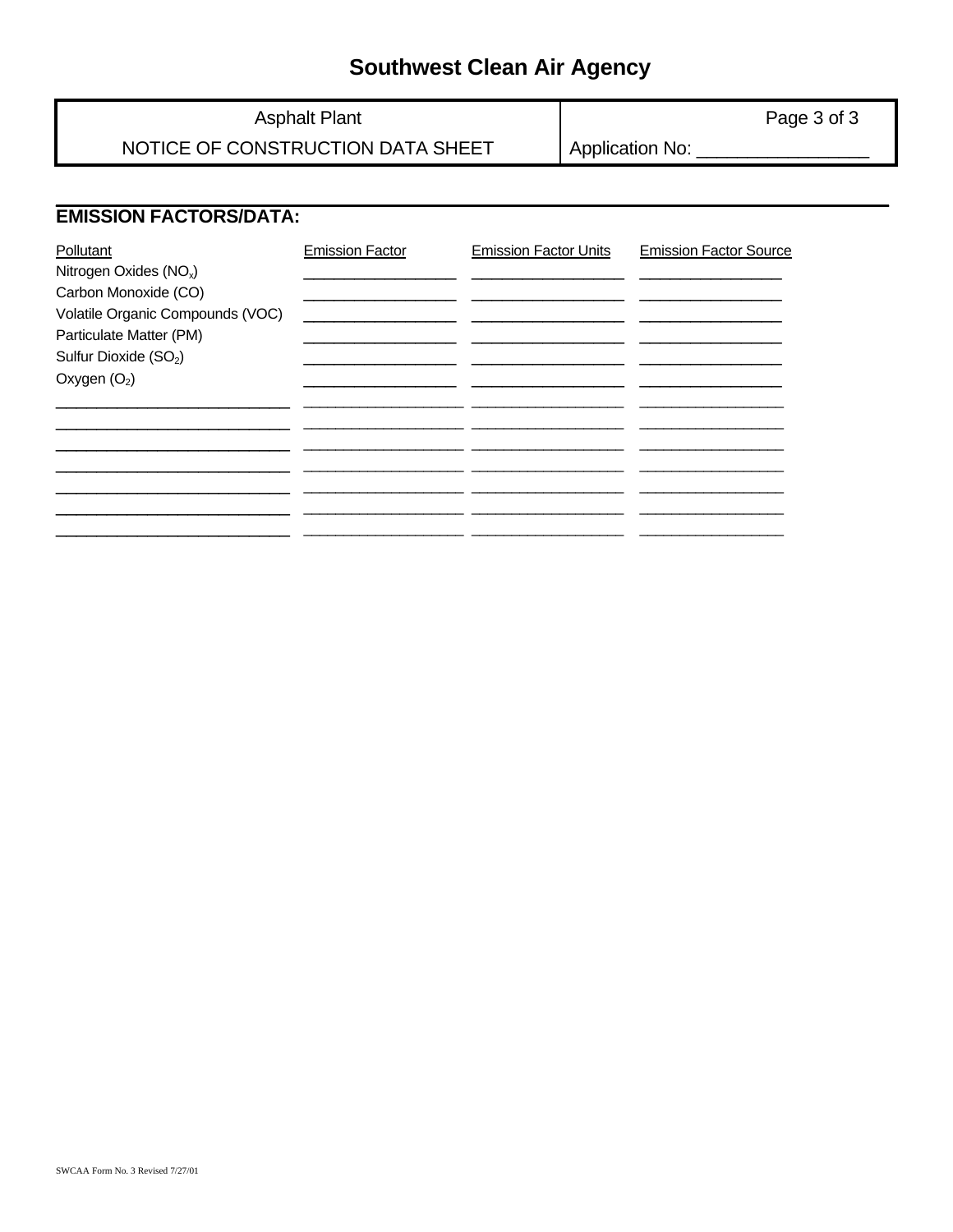# Southwest Clean Air Agency

| Asphalt Plant<br>NOTICE OF CONSTRUCTION DATA SHEET | Application No: ________________ |
|---|---|

## EMISSION FACTORS/DATA:

| Pollutant | Emission Factor | Emission Factor Units | Emission Factor Source |
|---|---|---|---|
| Nitrogen Oxides ($NO_x$) | | | |
| Carbon Monoxide (CO) | | | |
| Volatile Organic Compounds (VOC) | | | |
| Particulate Matter (PM) | | | |
| Sulfur Dioxide ($SO_2$) | | | |
| Oxygen ($O_2$) | | | |
| | | | |
| | | | |
| | | | |
| | | | |
| | | | |
| | | | |
| | | | |

SWCAA Form No. 3 Revised 7/27/01